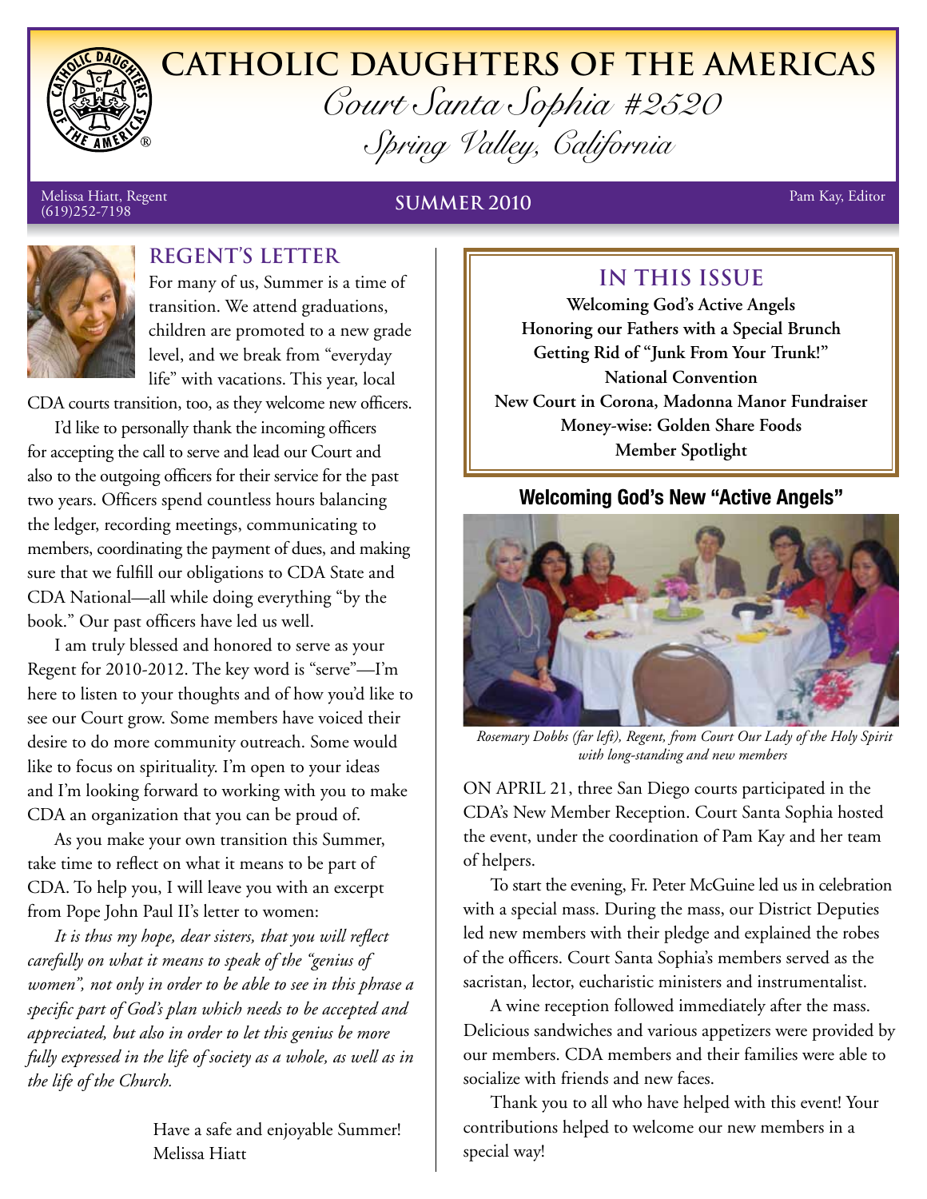# CATHOLIC DAUGHTERS OF THE AMERICAS

## *Court Santa Sophia #2520*

## *Spring Valley, California*

Melissa Hiatt, Regent
(619)252-7198

**SUMMER 2010**

Pam Kay, Editor

## REGENT'S LETTER

For many of us, Summer is a time of transition. We attend graduations, children are promoted to a new grade level, and we break from "everyday life" with vacations. This year, local CDA courts transition, too, as they welcome new officers.

I'd like to personally thank the incoming officers for accepting the call to serve and lead our Court and also to the outgoing officers for their service for the past two years. Officers spend countless hours balancing the ledger, recording meetings, communicating to members, coordinating the payment of dues, and making sure that we fulfill our obligations to CDA State and CDA National—all while doing everything "by the book." Our past officers have led us well.

I am truly blessed and honored to serve as your Regent for 2010-2012. The key word is "serve"—I'm here to listen to your thoughts and of how you'd like to see our Court grow. Some members have voiced their desire to do more community outreach. Some would like to focus on spirituality. I'm open to your ideas and I'm looking forward to working with you to make CDA an organization that you can be proud of.

As you make your own transition this Summer, take time to reflect on what it means to be part of CDA. To help you, I will leave you with an excerpt from Pope John Paul II's letter to women:

*It is thus my hope, dear sisters, that you will reflect carefully on what it means to speak of the "genius of women", not only in order to be able to see in this phrase a specific part of God's plan which needs to be accepted and appreciated, but also in order to let this genius be more fully expressed in the life of society as a whole, as well as in the life of the Church.*

Have a safe and enjoyable Summer!
Melissa Hiatt

## IN THIS ISSUE

**Welcoming God's Active Angels**
**Honoring our Fathers with a Special Brunch**
**Getting Rid of "Junk From Your Trunk!"**
**National Convention**
**New Court in Corona, Madonna Manor Fundraiser**
**Money-wise: Golden Share Foods**
**Member Spotlight**

### Welcoming God's New "Active Angels"

*Rosemary Dobbs (far left), Regent, from Court Our Lady of the Holy Spirit with long-standing and new members*

ON APRIL 21, three San Diego courts participated in the CDA's New Member Reception. Court Santa Sophia hosted the event, under the coordination of Pam Kay and her team of helpers.

To start the evening, Fr. Peter McGuine led us in celebration with a special mass. During the mass, our District Deputies led new members with their pledge and explained the robes of the officers. Court Santa Sophia's members served as the sacristan, lector, eucharistic ministers and instrumentalist.

A wine reception followed immediately after the mass. Delicious sandwiches and various appetizers were provided by our members. CDA members and their families were able to socialize with friends and new faces.

Thank you to all who have helped with this event! Your contributions helped to welcome our new members in a special way!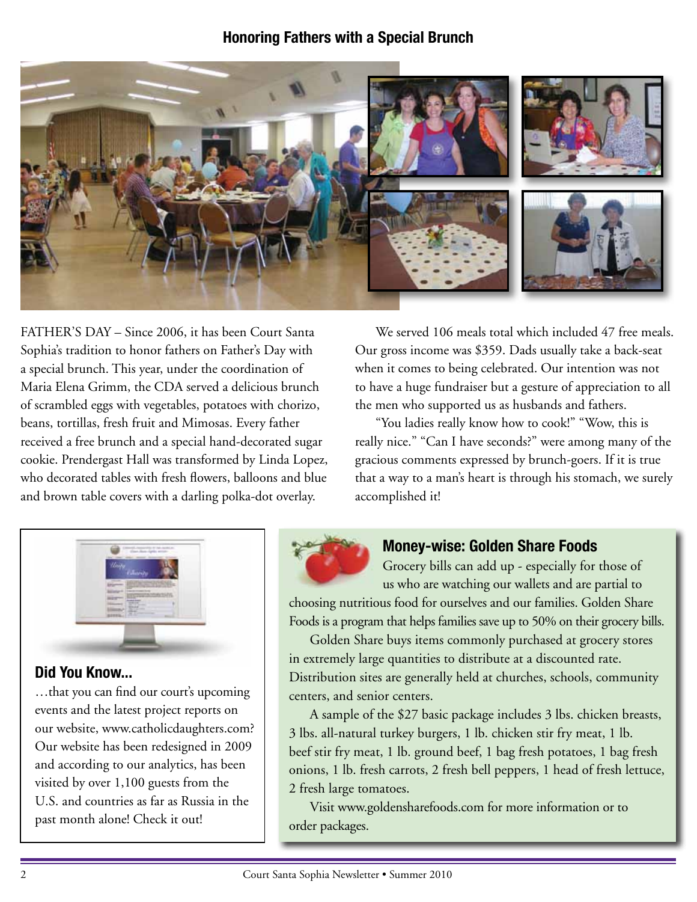## Honoring Fathers with a Special Brunch

FATHER'S DAY – Since 2006, it has been Court Santa Sophia's tradition to honor fathers on Father's Day with a special brunch. This year, under the coordination of Maria Elena Grimm, the CDA served a delicious brunch of scrambled eggs with vegetables, potatoes with chorizo, beans, tortillas, fresh fruit and Mimosas. Every father received a free brunch and a special hand-decorated sugar cookie. Prendergast Hall was transformed by Linda Lopez, who decorated tables with fresh flowers, balloons and blue and brown table covers with a darling polka-dot overlay.

We served 106 meals total which included 47 free meals. Our gross income was $359. Dads usually take a back-seat when it comes to being celebrated. Our intention was not to have a huge fundraiser but a gesture of appreciation to all the men who supported us as husbands and fathers.

"You ladies really know how to cook!" "Wow, this is really nice." "Can I have seconds?" were among many of the gracious comments expressed by brunch-goers. If it is true that a way to a man's heart is through his stomach, we surely accomplished it!

### Did You Know...

…that you can find our court's upcoming events and the latest project reports on our website, www.catholicdaughters.com? Our website has been redesigned in 2009 and according to our analytics, has been visited by over 1,100 guests from the U.S. and countries as far as Russia in the past month alone! Check it out!

### Money-wise: Golden Share Foods

Grocery bills can add up - especially for those of us who are watching our wallets and are partial to choosing nutritious food for ourselves and our families. Golden Share Foods is a program that helps families save up to 50% on their grocery bills.

Golden Share buys items commonly purchased at grocery stores in extremely large quantities to distribute at a discounted rate. Distribution sites are generally held at churches, schools, community centers, and senior centers.

A sample of the $27 basic package includes 3 lbs. chicken breasts, 3 lbs. all-natural turkey burgers, 1 lb. chicken stir fry meat, 1 lb. beef stir fry meat, 1 lb. ground beef, 1 bag fresh potatoes, 1 bag fresh onions, 1 lb. fresh carrots, 2 fresh bell peppers, 1 head of fresh lettuce, 2 fresh large tomatoes.

Visit www.goldensharefoods.com for more information or to order packages.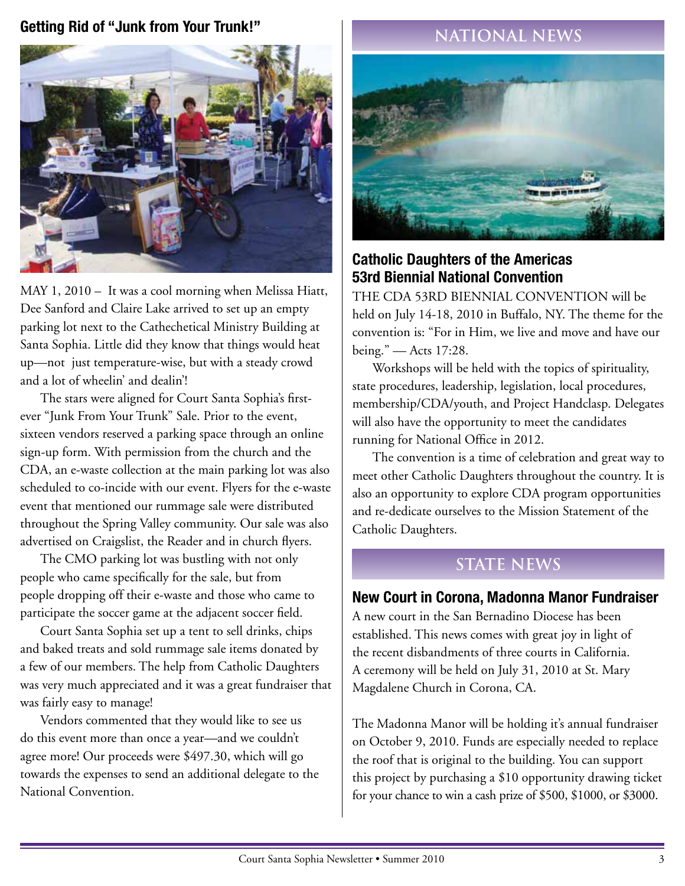## Getting Rid of "Junk from Your Trunk!"

MAY 1, 2010 – It was a cool morning when Melissa Hiatt, Dee Sanford and Claire Lake arrived to set up an empty parking lot next to the Cathechetical Ministry Building at Santa Sophia. Little did they know that things would heat up—not just temperature-wise, but with a steady crowd and a lot of wheelin' and dealin'!

The stars were aligned for Court Santa Sophia's first-ever "Junk From Your Trunk" Sale. Prior to the event, sixteen vendors reserved a parking space through an online sign-up form. With permission from the church and the CDA, an e-waste collection at the main parking lot was also scheduled to co-incide with our event. Flyers for the e-waste event that mentioned our rummage sale were distributed throughout the Spring Valley community. Our sale was also advertised on Craigslist, the Reader and in church flyers.

The CMO parking lot was bustling with not only people who came specifically for the sale, but from people dropping off their e-waste and those who came to participate the soccer game at the adjacent soccer field.

Court Santa Sophia set up a tent to sell drinks, chips and baked treats and sold rummage sale items donated by a few of our members. The help from Catholic Daughters was very much appreciated and it was a great fundraiser that was fairly easy to manage!

Vendors commented that they would like to see us do this event more than once a year—and we couldn't agree more! Our proceeds were $497.30, which will go towards the expenses to send an additional delegate to the National Convention.

# NATIONAL NEWS

## Catholic Daughters of the Americas 53rd Biennial National Convention

THE CDA 53RD BIENNIAL CONVENTION will be held on July 14-18, 2010 in Buffalo, NY. The theme for the convention is: "For in Him, we live and move and have our being." — Acts 17:28.

Workshops will be held with the topics of spirituality, state procedures, leadership, legislation, local procedures, membership/CDA/youth, and Project Handclasp. Delegates will also have the opportunity to meet the candidates running for National Office in 2012.

The convention is a time of celebration and great way to meet other Catholic Daughters throughout the country. It is also an opportunity to explore CDA program opportunities and re-dedicate ourselves to the Mission Statement of the Catholic Daughters.

# STATE NEWS

## New Court in Corona, Madonna Manor Fundraiser

A new court in the San Bernadino Diocese has been established. This news comes with great joy in light of the recent disbandments of three courts in California. A ceremony will be held on July 31, 2010 at St. Mary Magdalene Church in Corona, CA.

The Madonna Manor will be holding it's annual fundraiser on October 9, 2010. Funds are especially needed to replace the roof that is original to the building. You can support this project by purchasing a $10 opportunity drawing ticket for your chance to win a cash prize of $500, $1000, or $3000.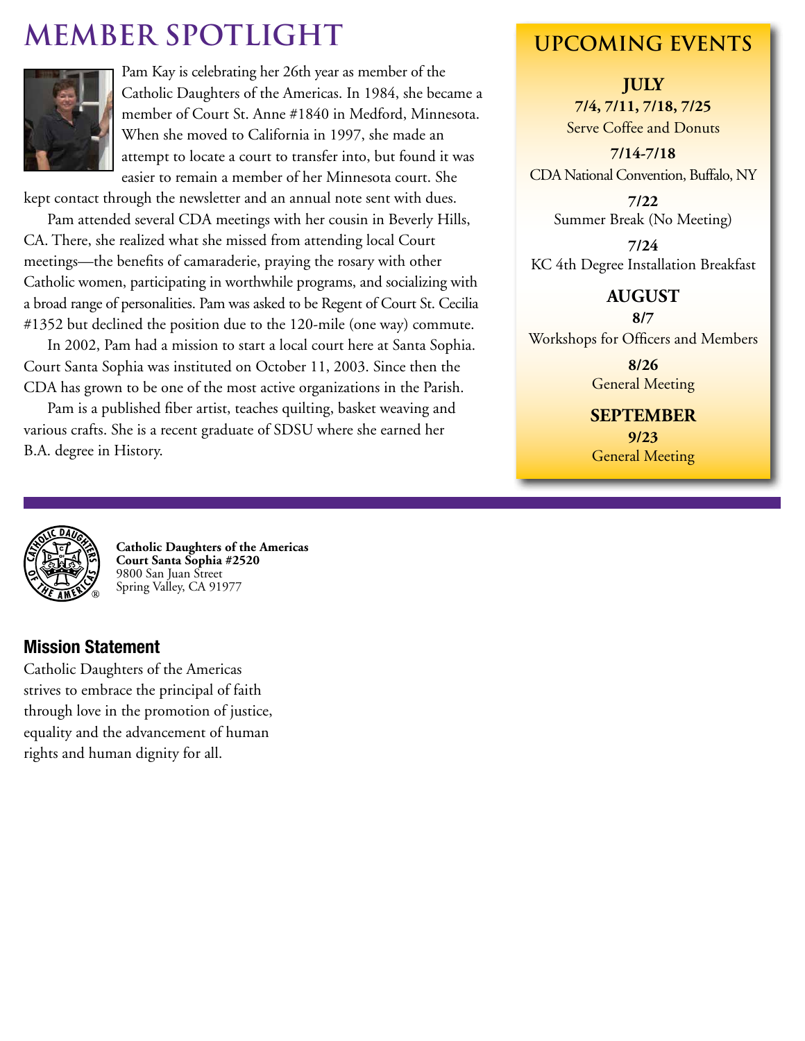# MEMBER SPOTLIGHT

Pam Kay is celebrating her 26th year as member of the Catholic Daughters of the Americas. In 1984, she became a member of Court St. Anne #1840 in Medford, Minnesota. When she moved to California in 1997, she made an attempt to locate a court to transfer into, but found it was easier to remain a member of her Minnesota court. She kept contact through the newsletter and an annual note sent with dues.

Pam attended several CDA meetings with her cousin in Beverly Hills, CA. There, she realized what she missed from attending local Court meetings—the benefits of camaraderie, praying the rosary with other Catholic women, participating in worthwhile programs, and socializing with a broad range of personalities. Pam was asked to be Regent of Court St. Cecilia #1352 but declined the position due to the 120-mile (one way) commute.

In 2002, Pam had a mission to start a local court here at Santa Sophia. Court Santa Sophia was instituted on October 11, 2003. Since then the CDA has grown to be one of the most active organizations in the Parish.

Pam is a published fiber artist, teaches quilting, basket weaving and various crafts. She is a recent graduate of SDSU where she earned her B.A. degree in History.

## UPCOMING EVENTS

**JULY**

**7/4, 7/11, 7/18, 7/25**
Serve Coffee and Donuts

**7/14-7/18**
CDA National Convention, Buffalo, NY

**7/22**
Summer Break (No Meeting)

**7/24**
KC 4th Degree Installation Breakfast

**AUGUST**

**8/7**
Workshops for Officers and Members

**8/26**
General Meeting

**SEPTEMBER**

**9/23**
General Meeting

---

**Catholic Daughters of the Americas**
**Court Santa Sophia #2520**
9800 San Juan Street
Spring Valley, CA 91977

## Mission Statement

Catholic Daughters of the Americas strives to embrace the principal of faith through love in the promotion of justice, equality and the advancement of human rights and human dignity for all.